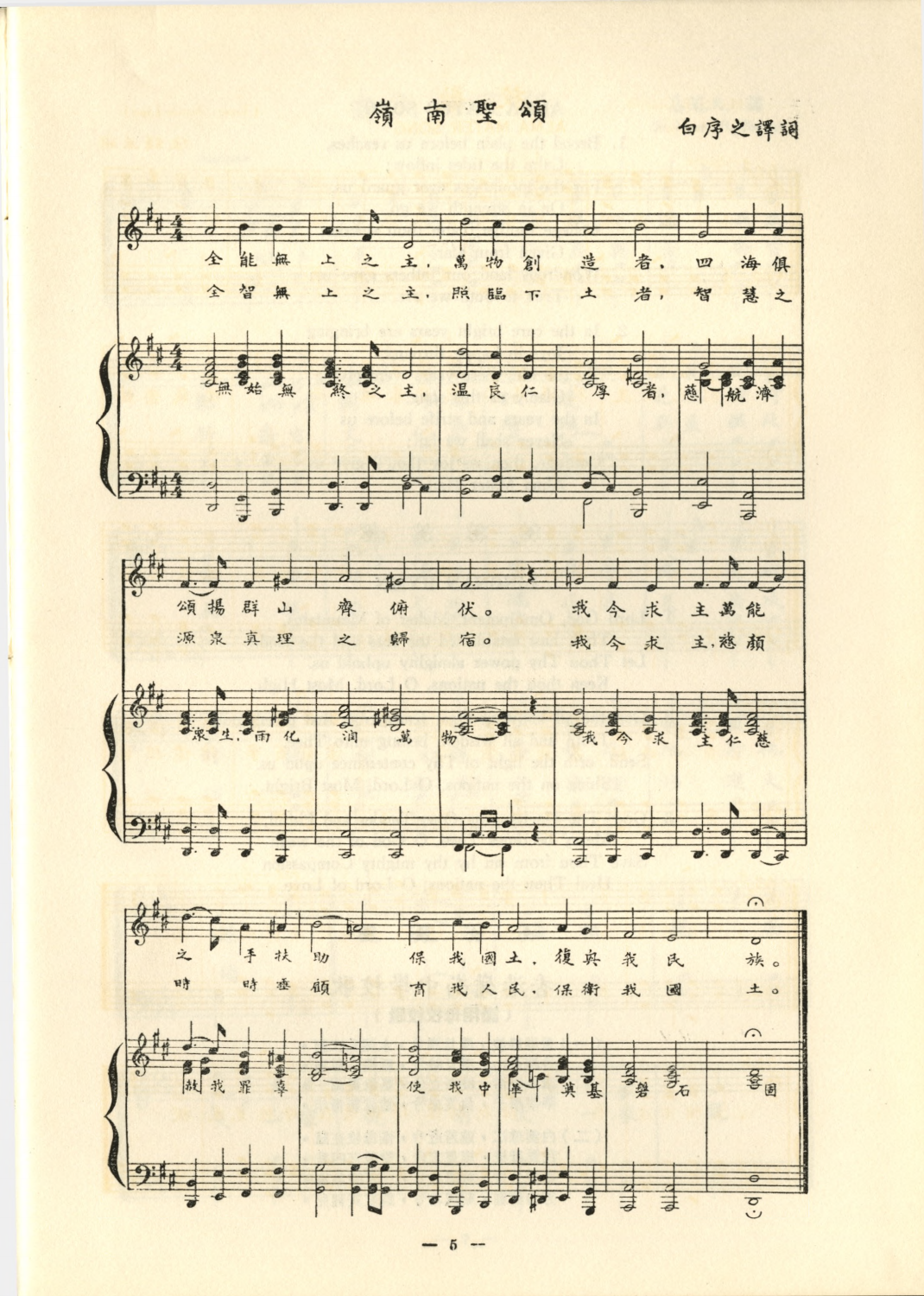# 嶺南聖頌

白序之譯詞

全能無上之主，萬物創造者，四海俱頌揚群山齊俯伏。我今求主萬能之手扶助保我國土，復與我民族。

全智無上之主，照臨下土者，智慧之源泉真理之歸宿。我今求主慈顏時時垂顧育我人民，保衛我國土。

無始無終之主，溫良仁厚者，慈航濟衆生，雨化潤萬物。我今求主仁慈救我罪辜使我中華奠基磐石固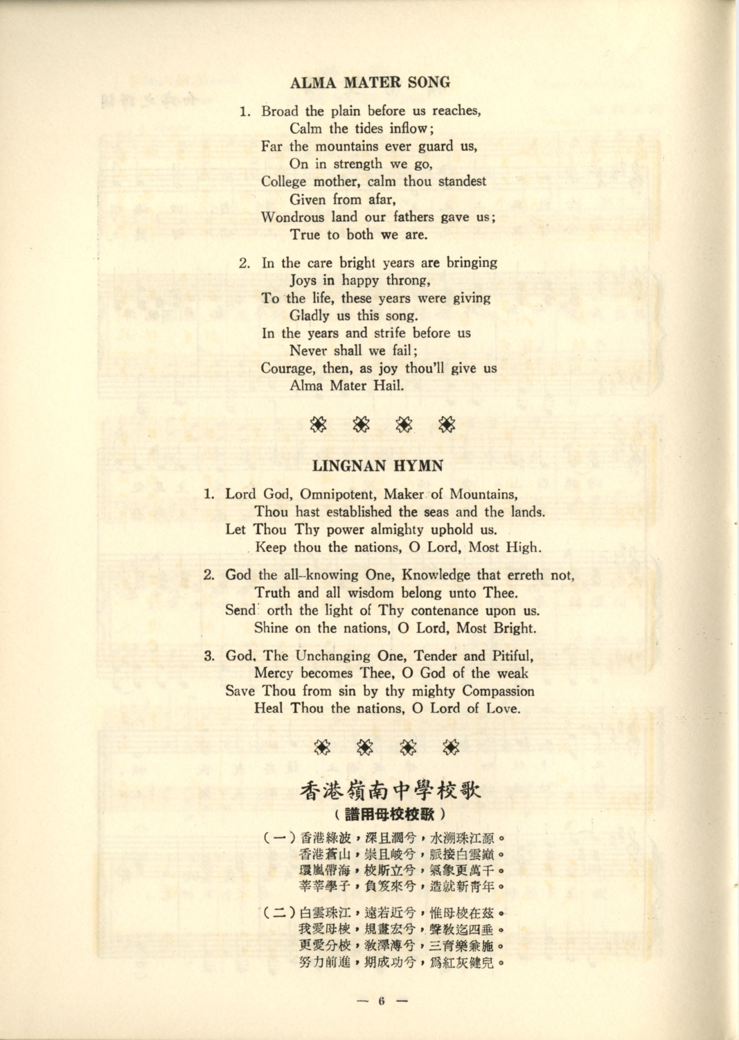## ALMA MATER SONG

1. Broad the plain before us reaches,
   Calm the tides inflow;
   Far the mountains ever guard us,
   On in strength we go,
   College mother, calm thou standest
   Given from afar,
   Wondrous land our fathers gave us;
   True to both we are.

2. In the care bright years are bringing
   Joys in happy throng,
   To the life, these years were giving
   Gladly us this song.
   In the years and strife before us
   Never shall we fail;
   Courage, then, as joy thou'll give us
   Alma Mater Hail.

※ ※ ※ ※

## LINGNAN HYMN

1. Lord God, Omnipotent, Maker of Mountains,
   Thou hast established the seas and the lands.
   Let Thou Thy power almighty uphold us.
   Keep thou the nations, O Lord, Most High.

2. God the all-knowing One, Knowledge that erreth not,
   Truth and all wisdom belong unto Thee.
   Send orth the light of Thy contenance upon us.
   Shine on the nations, O Lord, Most Bright.

3. God, The Unchanging One, Tender and Pitiful,
   Mercy becomes Thee, O God of the weak
   Save Thou from sin by thy mighty Compassion
   Heal Thou the nations, O Lord of Love.

※ ※ ※ ※

## 香港嶺南中學校歌

**（借用母校校歌）**

（一）香港綠波，深且濶兮，水溯珠江源。
香港蒼山，崇且峻兮，脈接白雲巔。
環嵐帶海，校斯立兮，氣象更萬千。
莘莘學子，負笈來兮，造就新青年。

（二）白雲珠江，遠若近兮，惟母校在茲。
我愛母校，規畫宏兮，聲教迄四垂。
更愛分校，教澤溥兮，三育樂兼施。
努力前進，期成功兮，爲紅灰健兒。